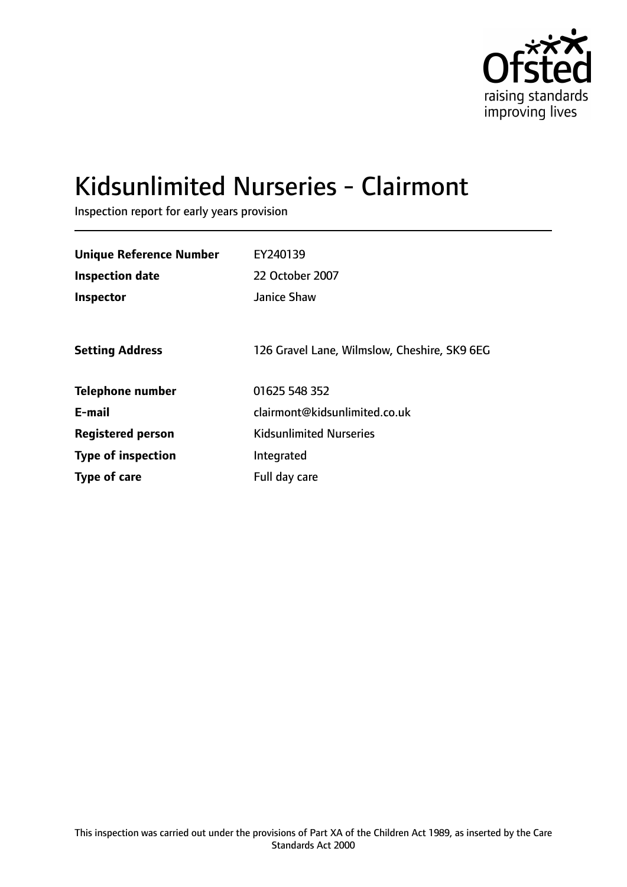# Kidsunlimited Nurseries - Clairmont

Inspection report for early years provision

| | |
|---|---|
| **Unique Reference Number** | EY240139 |
| **Inspection date** | 22 October 2007 |
| **Inspector** | Janice Shaw |
| | |
| **Setting Address** | 126 Gravel Lane, Wilmslow, Cheshire, SK9 6EG |
| | |
| **Telephone number** | 01625 548 352 |
| **E-mail** | clairmont@kidsunlimited.co.uk |
| **Registered person** | Kidsunlimited Nurseries |
| **Type of inspection** | Integrated |
| **Type of care** | Full day care |

This inspection was carried out under the provisions of Part XA of the Children Act 1989, as inserted by the Care Standards Act 2000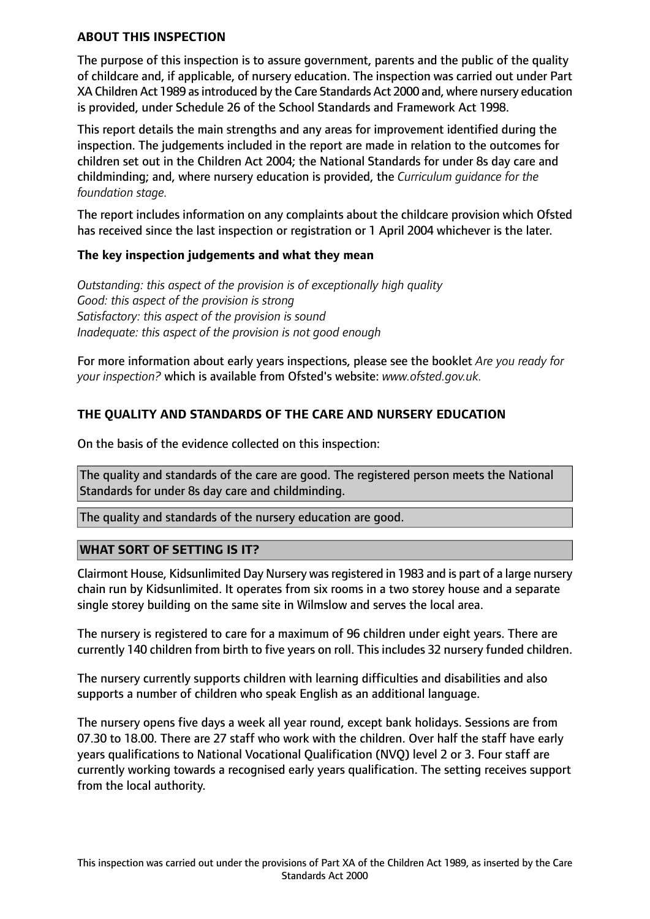## ABOUT THIS INSPECTION

The purpose of this inspection is to assure government, parents and the public of the quality of childcare and, if applicable, of nursery education. The inspection was carried out under Part XA Children Act 1989 as introduced by the Care Standards Act 2000 and, where nursery education is provided, under Schedule 26 of the School Standards and Framework Act 1998.

This report details the main strengths and any areas for improvement identified during the inspection. The judgements included in the report are made in relation to the outcomes for children set out in the Children Act 2004; the National Standards for under 8s day care and childminding; and, where nursery education is provided, the *Curriculum guidance for the foundation stage.*

The report includes information on any complaints about the childcare provision which Ofsted has received since the last inspection or registration or 1 April 2004 whichever is the later.

### The key inspection judgements and what they mean

*Outstanding: this aspect of the provision is of exceptionally high quality*
*Good: this aspect of the provision is strong*
*Satisfactory: this aspect of the provision is sound*
*Inadequate: this aspect of the provision is not good enough*

For more information about early years inspections, please see the booklet *Are you ready for your inspection?* which is available from Ofsted's website: *www.ofsted.gov.uk.*

## THE QUALITY AND STANDARDS OF THE CARE AND NURSERY EDUCATION

On the basis of the evidence collected on this inspection:

The quality and standards of the care are good. The registered person meets the National Standards for under 8s day care and childminding.

The quality and standards of the nursery education are good.

## WHAT SORT OF SETTING IS IT?

Clairmont House, Kidsunlimited Day Nursery was registered in 1983 and is part of a large nursery chain run by Kidsunlimited. It operates from six rooms in a two storey house and a separate single storey building on the same site in Wilmslow and serves the local area.

The nursery is registered to care for a maximum of 96 children under eight years. There are currently 140 children from birth to five years on roll. This includes 32 nursery funded children.

The nursery currently supports children with learning difficulties and disabilities and also supports a number of children who speak English as an additional language.

The nursery opens five days a week all year round, except bank holidays. Sessions are from 07.30 to 18.00. There are 27 staff who work with the children. Over half the staff have early years qualifications to National Vocational Qualification (NVQ) level 2 or 3. Four staff are currently working towards a recognised early years qualification. The setting receives support from the local authority.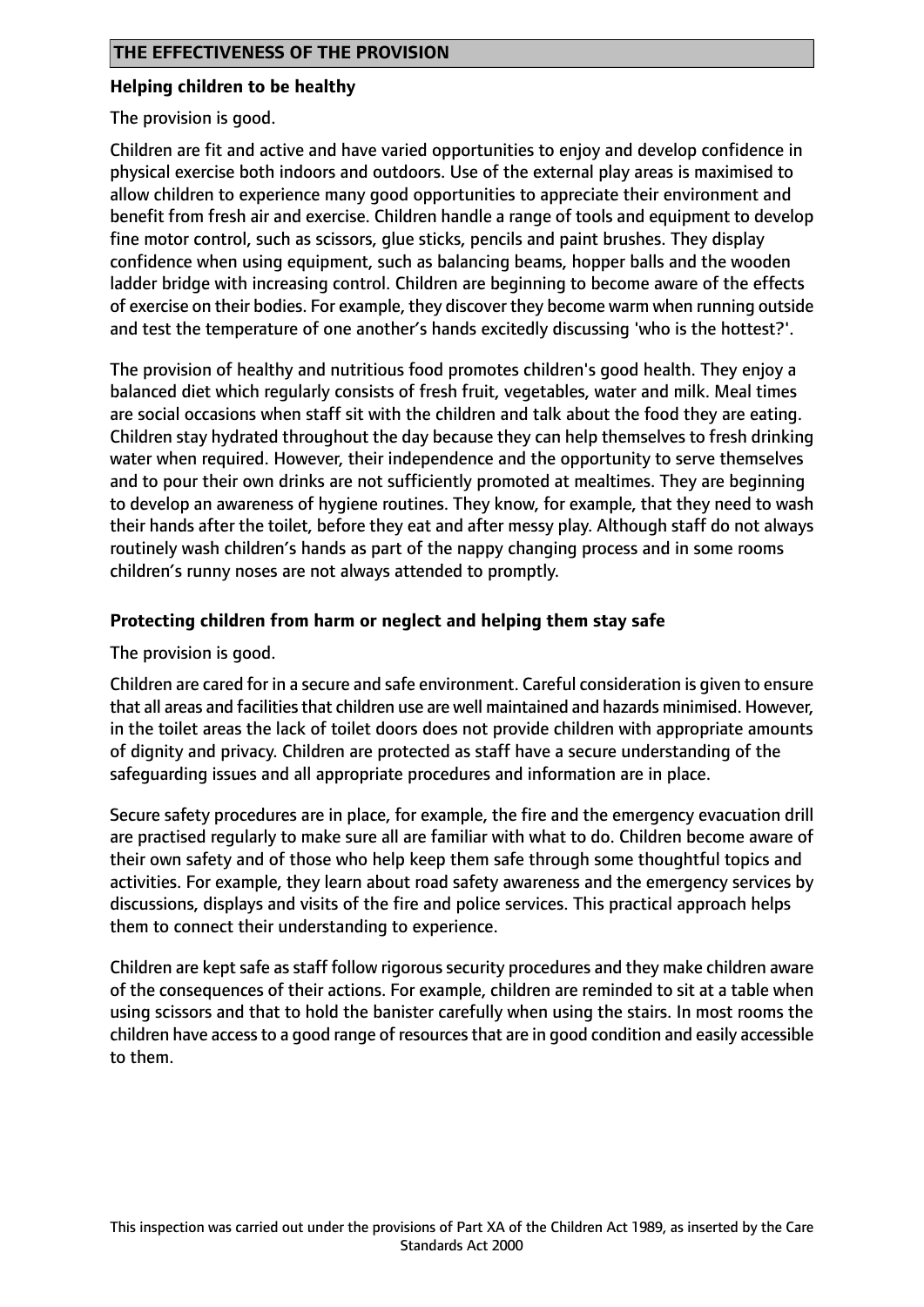## THE EFFECTIVENESS OF THE PROVISION

### Helping children to be healthy

The provision is good.

Children are fit and active and have varied opportunities to enjoy and develop confidence in physical exercise both indoors and outdoors. Use of the external play areas is maximised to allow children to experience many good opportunities to appreciate their environment and benefit from fresh air and exercise. Children handle a range of tools and equipment to develop fine motor control, such as scissors, glue sticks, pencils and paint brushes. They display confidence when using equipment, such as balancing beams, hopper balls and the wooden ladder bridge with increasing control. Children are beginning to become aware of the effects of exercise on their bodies. For example, they discover they become warm when running outside and test the temperature of one another's hands excitedly discussing 'who is the hottest?'.

The provision of healthy and nutritious food promotes children's good health. They enjoy a balanced diet which regularly consists of fresh fruit, vegetables, water and milk. Meal times are social occasions when staff sit with the children and talk about the food they are eating. Children stay hydrated throughout the day because they can help themselves to fresh drinking water when required. However, their independence and the opportunity to serve themselves and to pour their own drinks are not sufficiently promoted at mealtimes. They are beginning to develop an awareness of hygiene routines. They know, for example, that they need to wash their hands after the toilet, before they eat and after messy play. Although staff do not always routinely wash children's hands as part of the nappy changing process and in some rooms children's runny noses are not always attended to promptly.

### Protecting children from harm or neglect and helping them stay safe

The provision is good.

Children are cared for in a secure and safe environment. Careful consideration is given to ensure that all areas and facilities that children use are well maintained and hazards minimised. However, in the toilet areas the lack of toilet doors does not provide children with appropriate amounts of dignity and privacy. Children are protected as staff have a secure understanding of the safeguarding issues and all appropriate procedures and information are in place.

Secure safety procedures are in place, for example, the fire and the emergency evacuation drill are practised regularly to make sure all are familiar with what to do. Children become aware of their own safety and of those who help keep them safe through some thoughtful topics and activities. For example, they learn about road safety awareness and the emergency services by discussions, displays and visits of the fire and police services. This practical approach helps them to connect their understanding to experience.

Children are kept safe as staff follow rigorous security procedures and they make children aware of the consequences of their actions. For example, children are reminded to sit at a table when using scissors and that to hold the banister carefully when using the stairs. In most rooms the children have access to a good range of resources that are in good condition and easily accessible to them.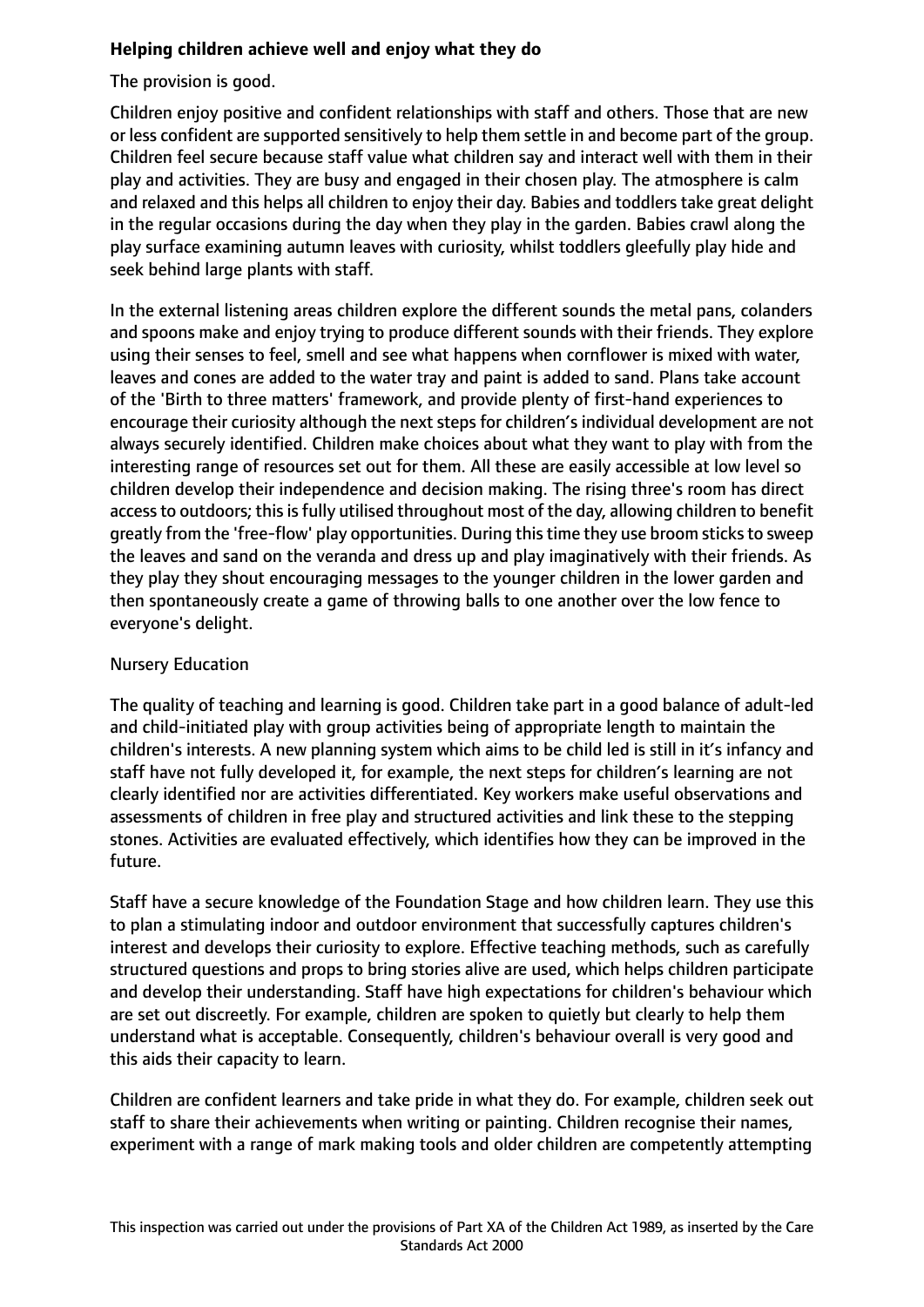**Helping children achieve well and enjoy what they do**

The provision is good.

Children enjoy positive and confident relationships with staff and others. Those that are new or less confident are supported sensitively to help them settle in and become part of the group. Children feel secure because staff value what children say and interact well with them in their play and activities. They are busy and engaged in their chosen play. The atmosphere is calm and relaxed and this helps all children to enjoy their day. Babies and toddlers take great delight in the regular occasions during the day when they play in the garden. Babies crawl along the play surface examining autumn leaves with curiosity, whilst toddlers gleefully play hide and seek behind large plants with staff.

In the external listening areas children explore the different sounds the metal pans, colanders and spoons make and enjoy trying to produce different sounds with their friends. They explore using their senses to feel, smell and see what happens when cornflower is mixed with water, leaves and cones are added to the water tray and paint is added to sand. Plans take account of the 'Birth to three matters' framework, and provide plenty of first-hand experiences to encourage their curiosity although the next steps for children's individual development are not always securely identified. Children make choices about what they want to play with from the interesting range of resources set out for them. All these are easily accessible at low level so children develop their independence and decision making. The rising three's room has direct access to outdoors; this is fully utilised throughout most of the day, allowing children to benefit greatly from the 'free-flow' play opportunities. During this time they use broom sticks to sweep the leaves and sand on the veranda and dress up and play imaginatively with their friends. As they play they shout encouraging messages to the younger children in the lower garden and then spontaneously create a game of throwing balls to one another over the low fence to everyone's delight.

Nursery Education

The quality of teaching and learning is good. Children take part in a good balance of adult-led and child-initiated play with group activities being of appropriate length to maintain the children's interests. A new planning system which aims to be child led is still in it's infancy and staff have not fully developed it, for example, the next steps for children's learning are not clearly identified nor are activities differentiated. Key workers make useful observations and assessments of children in free play and structured activities and link these to the stepping stones. Activities are evaluated effectively, which identifies how they can be improved in the future.

Staff have a secure knowledge of the Foundation Stage and how children learn. They use this to plan a stimulating indoor and outdoor environment that successfully captures children's interest and develops their curiosity to explore. Effective teaching methods, such as carefully structured questions and props to bring stories alive are used, which helps children participate and develop their understanding. Staff have high expectations for children's behaviour which are set out discreetly. For example, children are spoken to quietly but clearly to help them understand what is acceptable. Consequently, children's behaviour overall is very good and this aids their capacity to learn.

Children are confident learners and take pride in what they do. For example, children seek out staff to share their achievements when writing or painting. Children recognise their names, experiment with a range of mark making tools and older children are competently attempting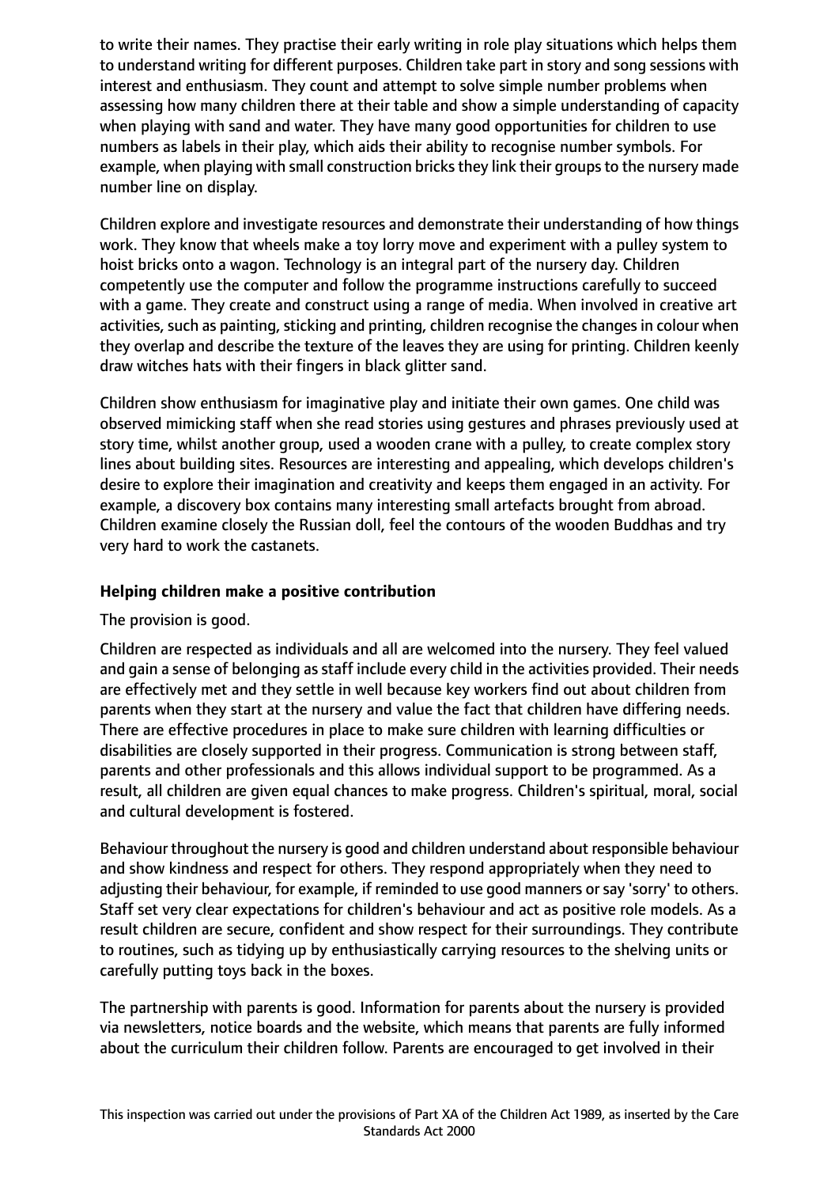to write their names. They practise their early writing in role play situations which helps them to understand writing for different purposes. Children take part in story and song sessions with interest and enthusiasm. They count and attempt to solve simple number problems when assessing how many children there at their table and show a simple understanding of capacity when playing with sand and water. They have many good opportunities for children to use numbers as labels in their play, which aids their ability to recognise number symbols. For example, when playing with small construction bricks they link their groups to the nursery made number line on display.

Children explore and investigate resources and demonstrate their understanding of how things work. They know that wheels make a toy lorry move and experiment with a pulley system to hoist bricks onto a wagon. Technology is an integral part of the nursery day. Children competently use the computer and follow the programme instructions carefully to succeed with a game. They create and construct using a range of media. When involved in creative art activities, such as painting, sticking and printing, children recognise the changes in colour when they overlap and describe the texture of the leaves they are using for printing. Children keenly draw witches hats with their fingers in black glitter sand.

Children show enthusiasm for imaginative play and initiate their own games. One child was observed mimicking staff when she read stories using gestures and phrases previously used at story time, whilst another group, used a wooden crane with a pulley, to create complex story lines about building sites. Resources are interesting and appealing, which develops children's desire to explore their imagination and creativity and keeps them engaged in an activity. For example, a discovery box contains many interesting small artefacts brought from abroad. Children examine closely the Russian doll, feel the contours of the wooden Buddhas and try very hard to work the castanets.

## Helping children make a positive contribution

The provision is good.

Children are respected as individuals and all are welcomed into the nursery. They feel valued and gain a sense of belonging as staff include every child in the activities provided. Their needs are effectively met and they settle in well because key workers find out about children from parents when they start at the nursery and value the fact that children have differing needs. There are effective procedures in place to make sure children with learning difficulties or disabilities are closely supported in their progress. Communication is strong between staff, parents and other professionals and this allows individual support to be programmed. As a result, all children are given equal chances to make progress. Children's spiritual, moral, social and cultural development is fostered.

Behaviour throughout the nursery is good and children understand about responsible behaviour and show kindness and respect for others. They respond appropriately when they need to adjusting their behaviour, for example, if reminded to use good manners or say 'sorry' to others. Staff set very clear expectations for children's behaviour and act as positive role models. As a result children are secure, confident and show respect for their surroundings. They contribute to routines, such as tidying up by enthusiastically carrying resources to the shelving units or carefully putting toys back in the boxes.

The partnership with parents is good. Information for parents about the nursery is provided via newsletters, notice boards and the website, which means that parents are fully informed about the curriculum their children follow. Parents are encouraged to get involved in their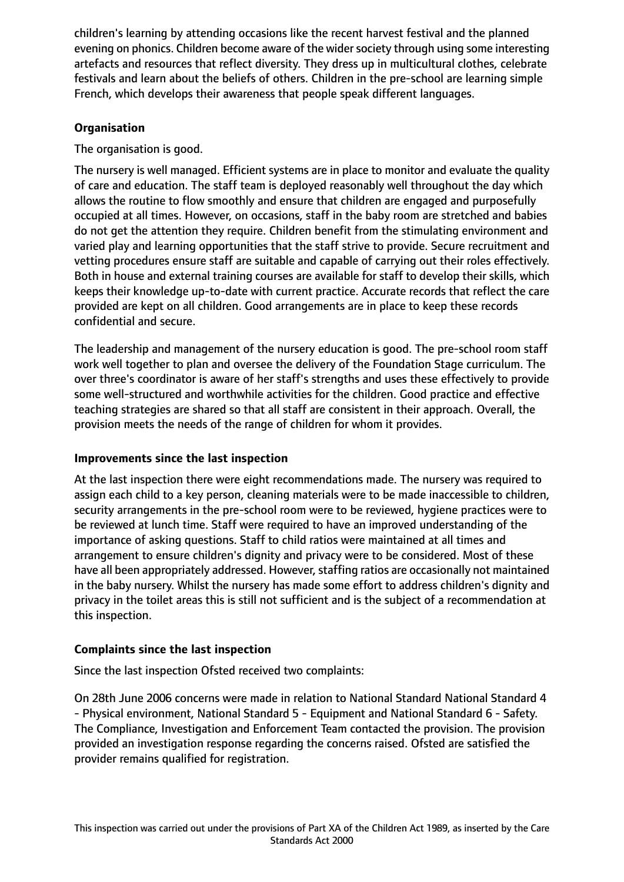children's learning by attending occasions like the recent harvest festival and the planned evening on phonics. Children become aware of the wider society through using some interesting artefacts and resources that reflect diversity. They dress up in multicultural clothes, celebrate festivals and learn about the beliefs of others. Children in the pre-school are learning simple French, which develops their awareness that people speak different languages.

**Organisation**

The organisation is good.

The nursery is well managed. Efficient systems are in place to monitor and evaluate the quality of care and education. The staff team is deployed reasonably well throughout the day which allows the routine to flow smoothly and ensure that children are engaged and purposefully occupied at all times. However, on occasions, staff in the baby room are stretched and babies do not get the attention they require. Children benefit from the stimulating environment and varied play and learning opportunities that the staff strive to provide. Secure recruitment and vetting procedures ensure staff are suitable and capable of carrying out their roles effectively. Both in house and external training courses are available for staff to develop their skills, which keeps their knowledge up-to-date with current practice. Accurate records that reflect the care provided are kept on all children. Good arrangements are in place to keep these records confidential and secure.

The leadership and management of the nursery education is good. The pre-school room staff work well together to plan and oversee the delivery of the Foundation Stage curriculum. The over three's coordinator is aware of her staff's strengths and uses these effectively to provide some well-structured and worthwhile activities for the children. Good practice and effective teaching strategies are shared so that all staff are consistent in their approach. Overall, the provision meets the needs of the range of children for whom it provides.

**Improvements since the last inspection**

At the last inspection there were eight recommendations made. The nursery was required to assign each child to a key person, cleaning materials were to be made inaccessible to children, security arrangements in the pre-school room were to be reviewed, hygiene practices were to be reviewed at lunch time. Staff were required to have an improved understanding of the importance of asking questions. Staff to child ratios were maintained at all times and arrangement to ensure children's dignity and privacy were to be considered. Most of these have all been appropriately addressed. However, staffing ratios are occasionally not maintained in the baby nursery. Whilst the nursery has made some effort to address children's dignity and privacy in the toilet areas this is still not sufficient and is the subject of a recommendation at this inspection.

**Complaints since the last inspection**

Since the last inspection Ofsted received two complaints:

On 28th June 2006 concerns were made in relation to National Standard National Standard 4 - Physical environment, National Standard 5 - Equipment and National Standard 6 - Safety. The Compliance, Investigation and Enforcement Team contacted the provision. The provision provided an investigation response regarding the concerns raised. Ofsted are satisfied the provider remains qualified for registration.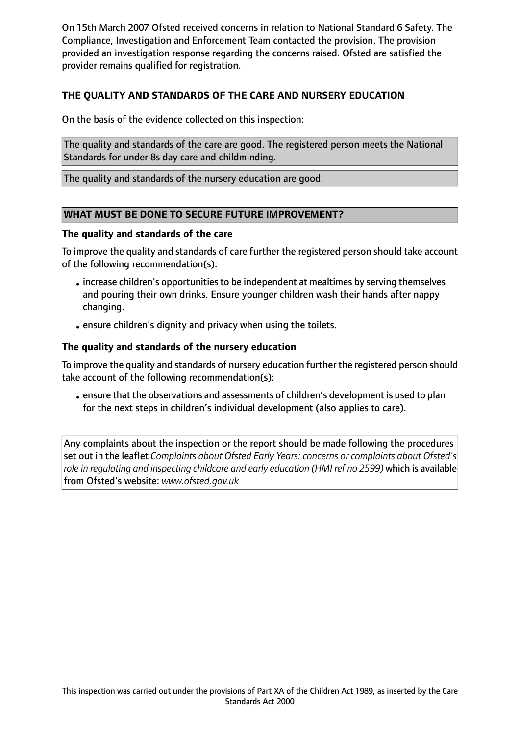On 15th March 2007 Ofsted received concerns in relation to National Standard 6 Safety. The Compliance, Investigation and Enforcement Team contacted the provision. The provision provided an investigation response regarding the concerns raised. Ofsted are satisfied the provider remains qualified for registration.

## THE QUALITY AND STANDARDS OF THE CARE AND NURSERY EDUCATION

On the basis of the evidence collected on this inspection:

The quality and standards of the care are good. The registered person meets the National Standards for under 8s day care and childminding.

The quality and standards of the nursery education are good.

## WHAT MUST BE DONE TO SECURE FUTURE IMPROVEMENT?

### The quality and standards of the care

To improve the quality and standards of care further the registered person should take account of the following recommendation(s):

- increase children's opportunities to be independent at mealtimes by serving themselves and pouring their own drinks. Ensure younger children wash their hands after nappy changing.
- ensure children's dignity and privacy when using the toilets.

### The quality and standards of the nursery education

To improve the quality and standards of nursery education further the registered person should take account of the following recommendation(s):

- ensure that the observations and assessments of children's development is used to plan for the next steps in children's individual development (also applies to care).

Any complaints about the inspection or the report should be made following the procedures set out in the leaflet *Complaints about Ofsted Early Years: concerns or complaints about Ofsted's role in regulating and inspecting childcare and early education (HMI ref no 2599)* which is available from Ofsted's website: *www.ofsted.gov.uk*

This inspection was carried out under the provisions of Part XA of the Children Act 1989, as inserted by the Care Standards Act 2000